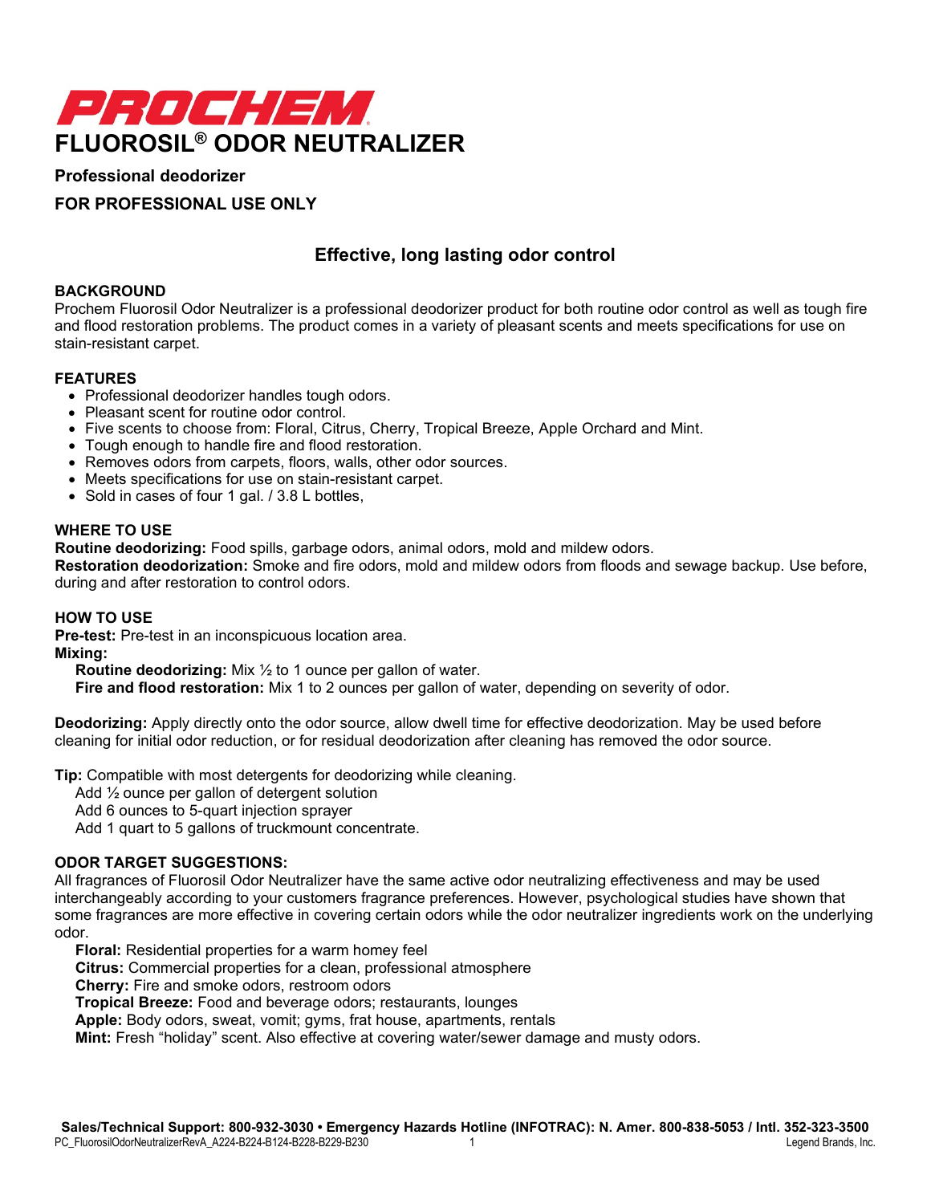# PROCHEM

# FLUOROSIL® ODOR NEUTRALIZER

**Professional deodorizer**

**FOR PROFESSIONAL USE ONLY**

## Effective, long lasting odor control

### BACKGROUND

Prochem Fluorosil Odor Neutralizer is a professional deodorizer product for both routine odor control as well as tough fire and flood restoration problems. The product comes in a variety of pleasant scents and meets specifications for use on stain-resistant carpet.

### FEATURES

- Professional deodorizer handles tough odors.
- Pleasant scent for routine odor control.
- Five scents to choose from: Floral, Citrus, Cherry, Tropical Breeze, Apple Orchard and Mint.
- Tough enough to handle fire and flood restoration.
- Removes odors from carpets, floors, walls, other odor sources.
- Meets specifications for use on stain-resistant carpet.
- Sold in cases of four 1 gal. / 3.8 L bottles,

### WHERE TO USE

**Routine deodorizing:** Food spills, garbage odors, animal odors, mold and mildew odors.
**Restoration deodorization:** Smoke and fire odors, mold and mildew odors from floods and sewage backup. Use before, during and after restoration to control odors.

### HOW TO USE

**Pre-test:** Pre-test in an inconspicuous location area.
**Mixing:**
 **Routine deodorizing:** Mix ½ to 1 ounce per gallon of water.
 **Fire and flood restoration:** Mix 1 to 2 ounces per gallon of water, depending on severity of odor.

**Deodorizing:** Apply directly onto the odor source, allow dwell time for effective deodorization. May be used before cleaning for initial odor reduction, or for residual deodorization after cleaning has removed the odor source.

**Tip:** Compatible with most detergents for deodorizing while cleaning.
 Add ½ ounce per gallon of detergent solution
 Add 6 ounces to 5-quart injection sprayer
 Add 1 quart to 5 gallons of truckmount concentrate.

### ODOR TARGET SUGGESTIONS:

All fragrances of Fluorosil Odor Neutralizer have the same active odor neutralizing effectiveness and may be used interchangeably according to your customers fragrance preferences. However, psychological studies have shown that some fragrances are more effective in covering certain odors while the odor neutralizer ingredients work on the underlying odor.
 **Floral:** Residential properties for a warm homey feel
 **Citrus:** Commercial properties for a clean, professional atmosphere
 **Cherry:** Fire and smoke odors, restroom odors
 **Tropical Breeze:** Food and beverage odors; restaurants, lounges
 **Apple:** Body odors, sweat, vomit; gyms, frat house, apartments, rentals
 **Mint:** Fresh "holiday" scent. Also effective at covering water/sewer damage and musty odors.

**Sales/Technical Support: 800-932-3030 • Emergency Hazards Hotline (INFOTRAC): N. Amer. 800-838-5053 / Intl. 352-323-3500**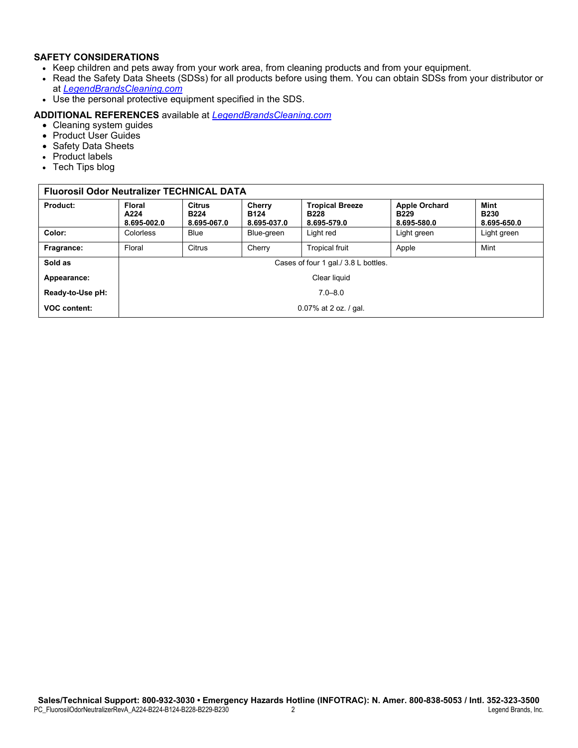## SAFETY CONSIDERATIONS

- Keep children and pets away from your work area, from cleaning products and from your equipment.
- Read the Safety Data Sheets (SDSs) for all products before using them. You can obtain SDSs from your distributor or at *LegendBrandsCleaning.com*
- Use the personal protective equipment specified in the SDS.

**ADDITIONAL REFERENCES** available at *LegendBrandsCleaning.com*

- Cleaning system guides
- Product User Guides
- Safety Data Sheets
- Product labels
- Tech Tips blog

| **Fluorosil Odor Neutralizer TECHNICAL DATA** | | | | | | |
|---|---|---|---|---|---|---|
| **Product:** | **Floral**<br>**A224**<br>**8.695-002.0** | **Citrus**<br>**B224**<br>**8.695-067.0** | **Cherry**<br>**B124**<br>**8.695-037.0** | **Tropical Breeze**<br>**B228**<br>**8.695-579.0** | **Apple Orchard**<br>**B229**<br>**8.695-580.0** | **Mint**<br>**B230**<br>**8.695-650.0** |
| **Color:** | Colorless | Blue | Blue-green | Light red | Light green | Light green |
| **Fragrance:** | Floral | Citrus | Cherry | Tropical fruit | Apple | Mint |
| **Sold as** | Cases of four 1 gal./ 3.8 L bottles. | | | | | |
| **Appearance:** | Clear liquid | | | | | |
| **Ready-to-Use pH:** | 7.0–8.0 | | | | | |
| **VOC content:** | 0.07% at 2 oz. / gal. | | | | | |

**Sales/Technical Support: 800-932-3030 • Emergency Hazards Hotline (INFOTRAC): N. Amer. 800-838-5053 / Intl. 352-323-3500**